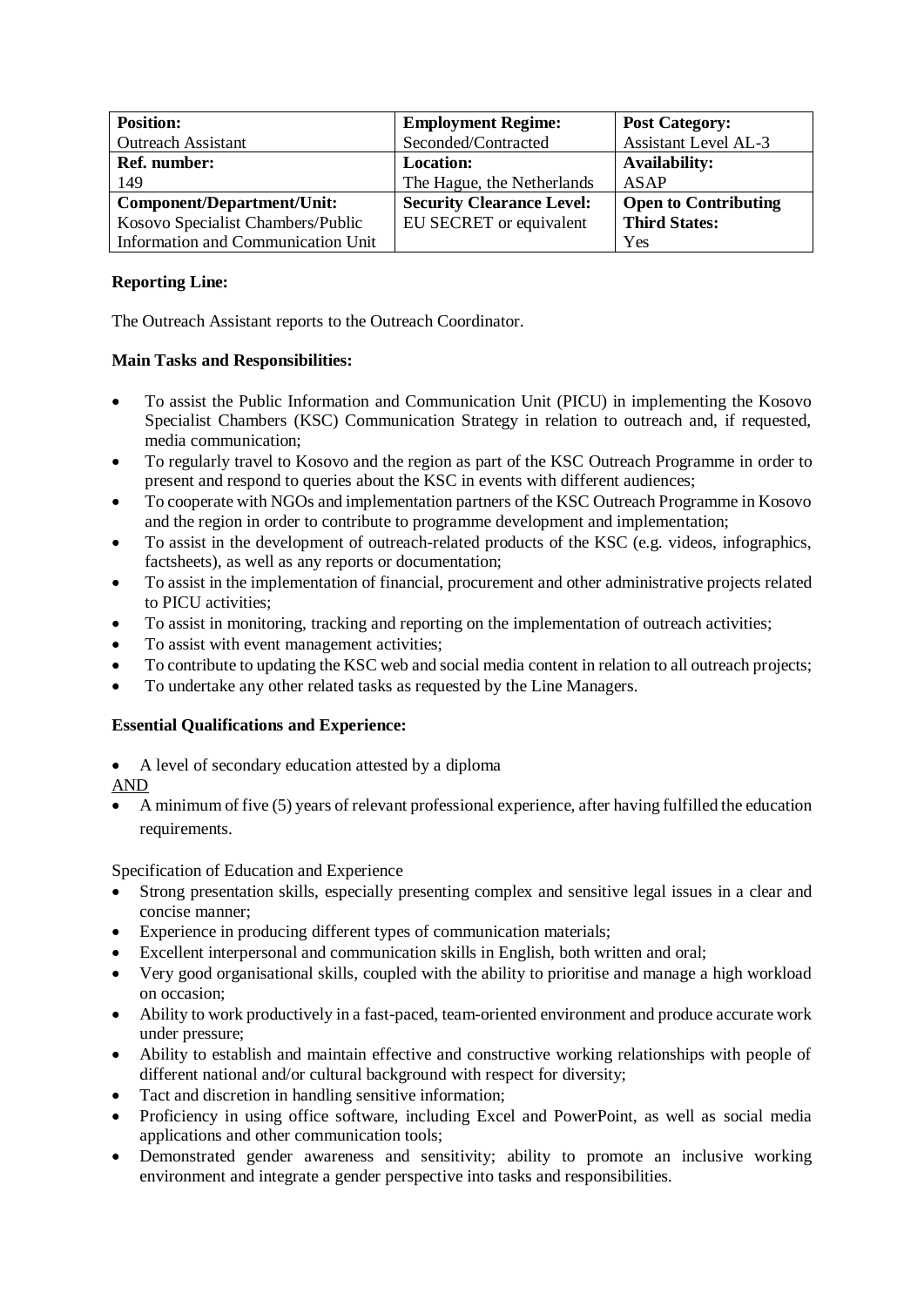| **Position:** | **Employment Regime:** | **Post Category:** |
|---|---|---|
| Outreach Assistant | Seconded/Contracted | Assistant Level AL-3 |
| **Ref. number:** | **Location:** | **Availability:** |
| 149 | The Hague, the Netherlands | ASAP |
| **Component/Department/Unit:** | **Security Clearance Level:** | **Open to Contributing Third States:** |
| Kosovo Specialist Chambers/Public Information and Communication Unit | EU SECRET or equivalent | Yes |

**Reporting Line:**

The Outreach Assistant reports to the Outreach Coordinator.

**Main Tasks and Responsibilities:**

- To assist the Public Information and Communication Unit (PICU) in implementing the Kosovo Specialist Chambers (KSC) Communication Strategy in relation to outreach and, if requested, media communication;
- To regularly travel to Kosovo and the region as part of the KSC Outreach Programme in order to present and respond to queries about the KSC in events with different audiences;
- To cooperate with NGOs and implementation partners of the KSC Outreach Programme in Kosovo and the region in order to contribute to programme development and implementation;
- To assist in the development of outreach-related products of the KSC (e.g. videos, infographics, factsheets), as well as any reports or documentation;
- To assist in the implementation of financial, procurement and other administrative projects related to PICU activities;
- To assist in monitoring, tracking and reporting on the implementation of outreach activities;
- To assist with event management activities;
- To contribute to updating the KSC web and social media content in relation to all outreach projects;
- To undertake any other related tasks as requested by the Line Managers.

**Essential Qualifications and Experience:**

- A level of secondary education attested by a diploma

<u>AND</u>

- A minimum of five (5) years of relevant professional experience, after having fulfilled the education requirements.

Specification of Education and Experience

- Strong presentation skills, especially presenting complex and sensitive legal issues in a clear and concise manner;
- Experience in producing different types of communication materials;
- Excellent interpersonal and communication skills in English, both written and oral;
- Very good organisational skills, coupled with the ability to prioritise and manage a high workload on occasion;
- Ability to work productively in a fast-paced, team-oriented environment and produce accurate work under pressure;
- Ability to establish and maintain effective and constructive working relationships with people of different national and/or cultural background with respect for diversity;
- Tact and discretion in handling sensitive information;
- Proficiency in using office software, including Excel and PowerPoint, as well as social media applications and other communication tools;
- Demonstrated gender awareness and sensitivity; ability to promote an inclusive working environment and integrate a gender perspective into tasks and responsibilities.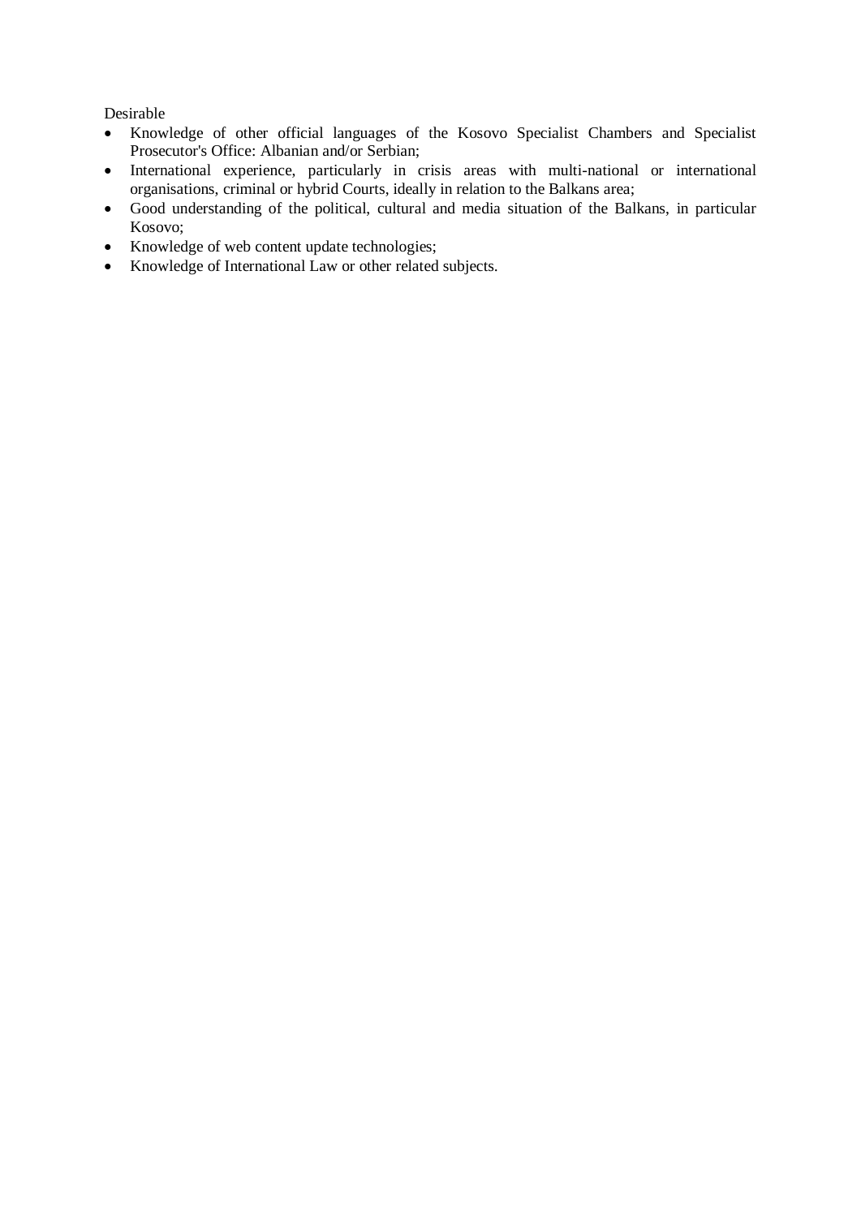Desirable

- Knowledge of other official languages of the Kosovo Specialist Chambers and Specialist Prosecutor's Office: Albanian and/or Serbian;
- International experience, particularly in crisis areas with multi-national or international organisations, criminal or hybrid Courts, ideally in relation to the Balkans area;
- Good understanding of the political, cultural and media situation of the Balkans, in particular Kosovo;
- Knowledge of web content update technologies;
- Knowledge of International Law or other related subjects.